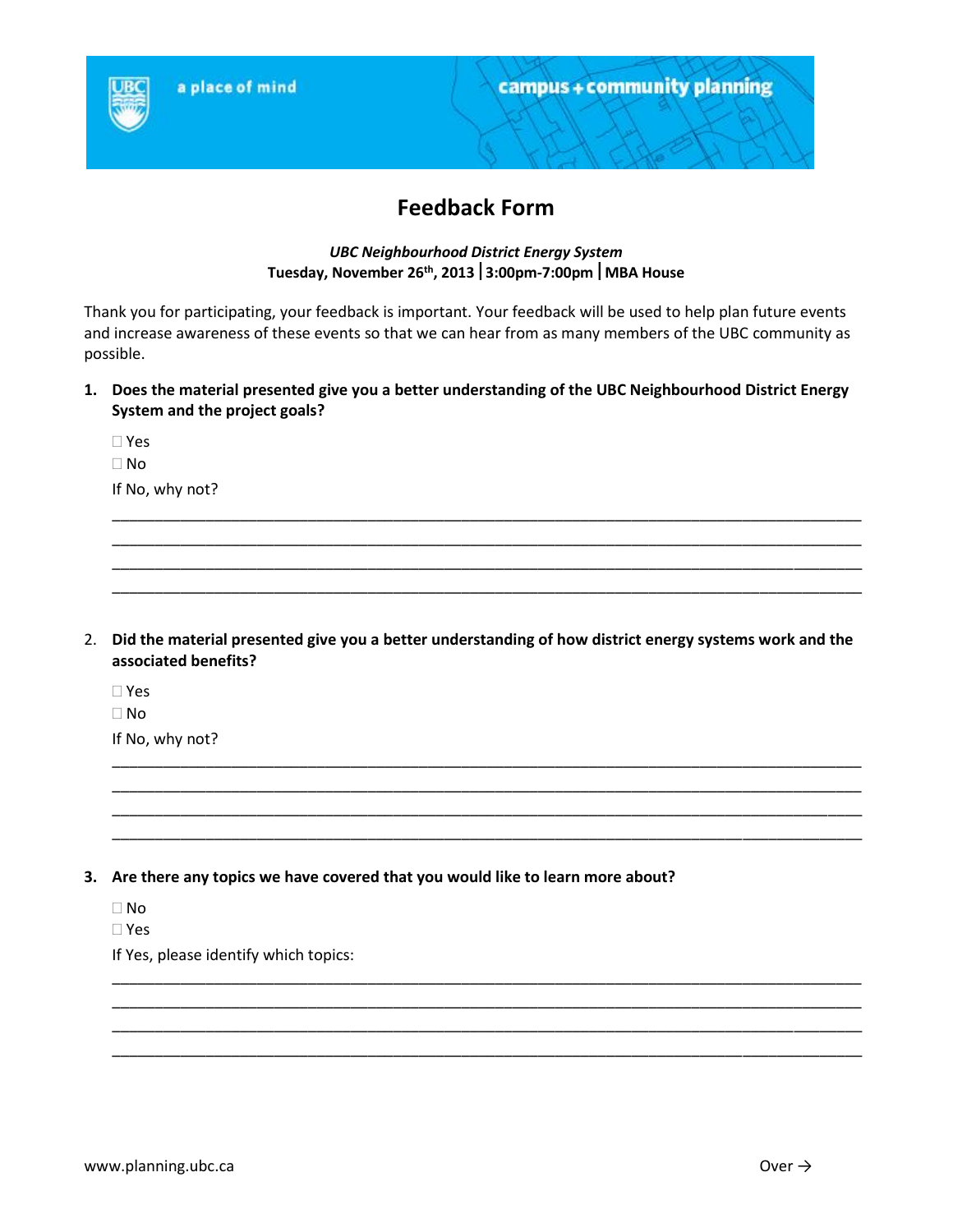a place of mind

campus + community planning

# Feedback Form

***UBC Neighbourhood District Energy System***
**Tuesday, November 26th, 2013 | 3:00pm-7:00pm | MBA House**

Thank you for participating, your feedback is important. Your feedback will be used to help plan future events and increase awareness of these events so that we can hear from as many members of the UBC community as possible.

1. **Does the material presented give you a better understanding of the UBC Neighbourhood District Energy System and the project goals?**

   ☐ Yes
   ☐ No

   If No, why not?

   ______________________________________________________________________________
   ______________________________________________________________________________
   ______________________________________________________________________________
   ______________________________________________________________________________

2. **Did the material presented give you a better understanding of how district energy systems work and the associated benefits?**

   ☐ Yes
   ☐ No

   If No, why not?

   ______________________________________________________________________________
   ______________________________________________________________________________
   ______________________________________________________________________________
   ______________________________________________________________________________

3. **Are there any topics we have covered that you would like to learn more about?**

   ☐ No
   ☐ Yes

   If Yes, please identify which topics:

   ______________________________________________________________________________
   ______________________________________________________________________________
   ______________________________________________________________________________
   ______________________________________________________________________________

www.planning.ubc.ca

Over →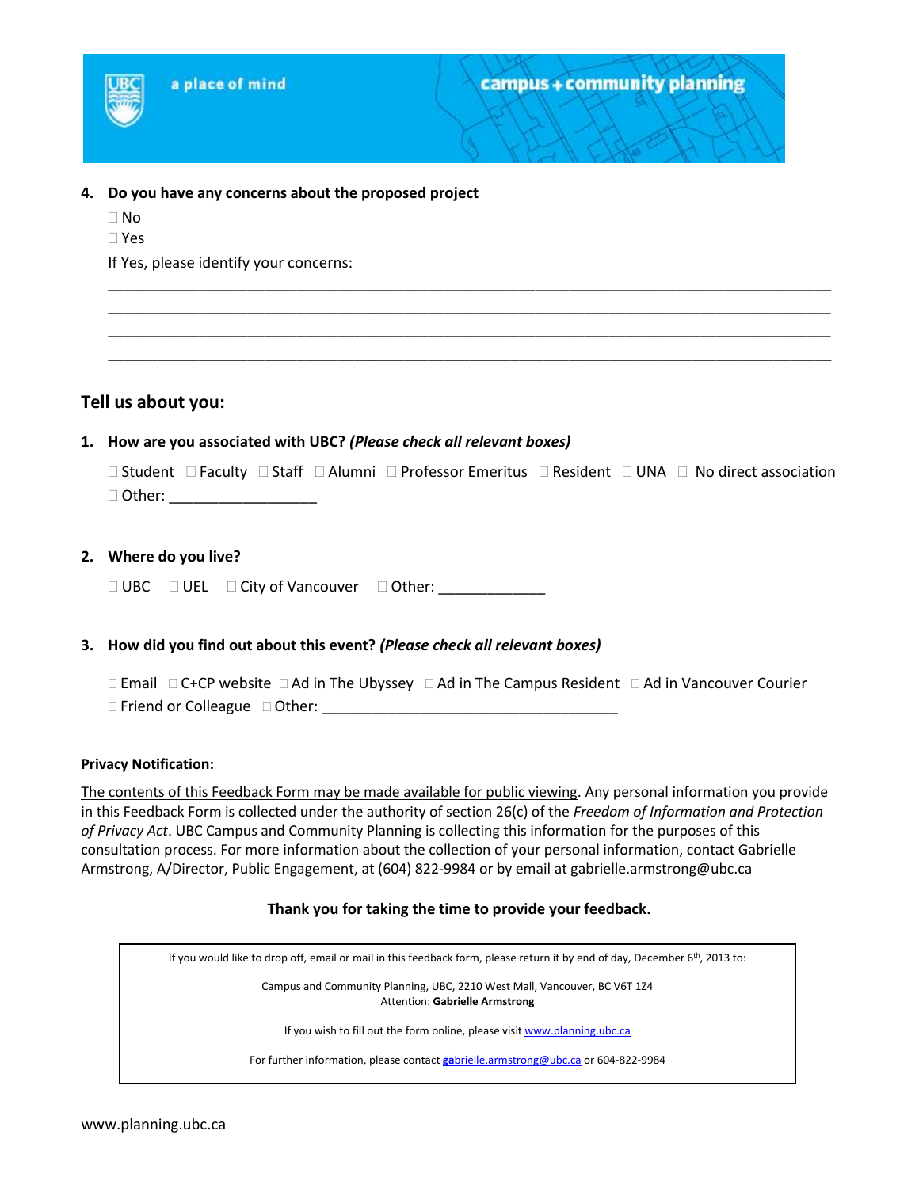**4. Do you have any concerns about the proposed project**

☐ No

☐ Yes

If Yes, please identify your concerns:

\_\_\_\_\_\_\_\_\_\_\_\_\_\_\_\_\_\_\_\_\_\_\_\_\_\_\_\_\_\_\_\_\_\_\_\_\_\_\_\_\_\_\_\_\_\_\_\_\_\_\_\_\_\_\_\_\_\_\_\_\_\_\_\_\_\_\_\_\_\_\_\_\_\_\_\_\_\_\_\_\_\_\_\_\_\_\_\_\_\_

\_\_\_\_\_\_\_\_\_\_\_\_\_\_\_\_\_\_\_\_\_\_\_\_\_\_\_\_\_\_\_\_\_\_\_\_\_\_\_\_\_\_\_\_\_\_\_\_\_\_\_\_\_\_\_\_\_\_\_\_\_\_\_\_\_\_\_\_\_\_\_\_\_\_\_\_\_\_\_\_\_\_\_\_\_\_\_\_\_\_

\_\_\_\_\_\_\_\_\_\_\_\_\_\_\_\_\_\_\_\_\_\_\_\_\_\_\_\_\_\_\_\_\_\_\_\_\_\_\_\_\_\_\_\_\_\_\_\_\_\_\_\_\_\_\_\_\_\_\_\_\_\_\_\_\_\_\_\_\_\_\_\_\_\_\_\_\_\_\_\_\_\_\_\_\_\_\_\_\_\_

\_\_\_\_\_\_\_\_\_\_\_\_\_\_\_\_\_\_\_\_\_\_\_\_\_\_\_\_\_\_\_\_\_\_\_\_\_\_\_\_\_\_\_\_\_\_\_\_\_\_\_\_\_\_\_\_\_\_\_\_\_\_\_\_\_\_\_\_\_\_\_\_\_\_\_\_\_\_\_\_\_\_\_\_\_\_\_\_\_\_

## Tell us about you:

**1. How are you associated with UBC? *(Please check all relevant boxes)***

☐ Student ☐ Faculty ☐ Staff ☐ Alumni ☐ Professor Emeritus ☐ Resident ☐ UNA ☐ No direct association

☐ Other: \_\_\_\_\_\_\_\_\_\_\_\_\_\_\_\_\_\_

**2. Where do you live?**

☐ UBC ☐ UEL ☐ City of Vancouver ☐ Other: \_\_\_\_\_\_\_\_\_\_\_\_\_

**3. How did you find out about this event? *(Please check all relevant boxes)***

☐ Email ☐ C+CP website ☐ Ad in The Ubyssey ☐ Ad in The Campus Resident ☐ Ad in Vancouver Courier

☐ Friend or Colleague ☐ Other: \_\_\_\_\_\_\_\_\_\_\_\_\_\_\_\_\_\_\_\_\_\_\_\_\_\_\_\_\_\_\_\_\_\_\_\_

**Privacy Notification:**

<u>The contents of this Feedback Form may be made available for public viewing</u>. Any personal information you provide in this Feedback Form is collected under the authority of section 26(c) of the *Freedom of Information and Protection of Privacy Act*. UBC Campus and Community Planning is collecting this information for the purposes of this consultation process. For more information about the collection of your personal information, contact Gabrielle Armstrong, A/Director, Public Engagement, at (604) 822-9984 or by email at gabrielle.armstrong@ubc.ca

**Thank you for taking the time to provide your feedback.**

If you would like to drop off, email or mail in this feedback form, please return it by end of day, December 6th, 2013 to:

Campus and Community Planning, UBC, 2210 West Mall, Vancouver, BC V6T 1Z4
Attention: **Gabrielle Armstrong**

If you wish to fill out the form online, please visit www.planning.ubc.ca

For further information, please contact gabrielle.armstrong@ubc.ca or 604-822-9984

www.planning.ubc.ca